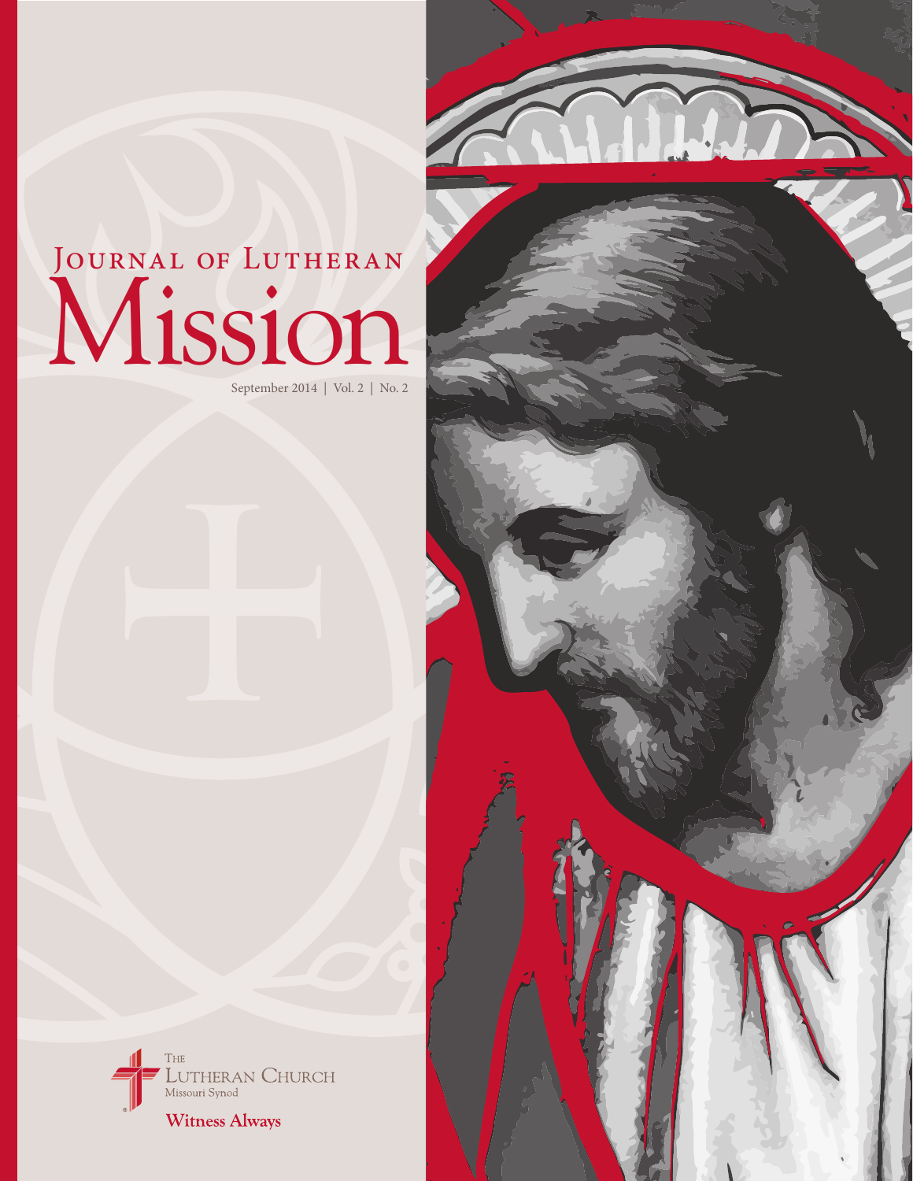# Journal of Lutheran Mission

September 2014 | Vol. 2 | No. 2

The Lutheran Church Missouri Synod

Witness Always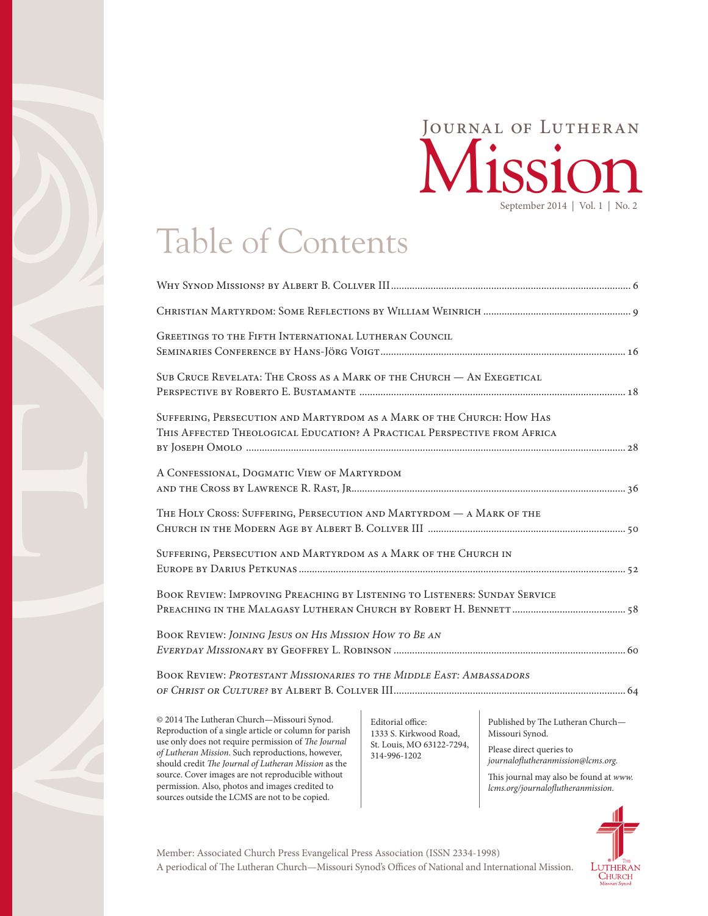# Journal of Lutheran Mission

September 2014 | Vol. 1 | No. 2

# Table of Contents

Why Synod Missions? by Albert B. Collver III .......... 6

Christian Martyrdom: Some Reflections by William Weinrich .......... 9

Greetings to the Fifth International Lutheran Council Seminaries Conference by Hans-Jörg Voigt .......... 16

Sub Cruce Revelata: The Cross as a Mark of the Church — An Exegetical Perspective by Roberto E. Bustamante .......... 18

Suffering, Persecution and Martyrdom as a Mark of the Church: How Has This Affected Theological Education? A Practical Perspective from Africa by Joseph Omolo .......... 28

A Confessional, Dogmatic View of Martyrdom and the Cross by Lawrence R. Rast, Jr. .......... 36

The Holy Cross: Suffering, Persecution and Martyrdom — a Mark of the Church in the Modern Age by Albert B. Collver III .......... 50

Suffering, Persecution and Martyrdom as a Mark of the Church in Europe by Darius Petkunas .......... 52

Book Review: Improving Preaching by Listening to Listeners: Sunday Service Preaching in the Malagasy Lutheran Church by Robert H. Bennett .......... 58

Book Review: *Joining Jesus on His Mission How to Be an Everyday Missionary* by Geoffrey L. Robinson .......... 60

Book Review: *Protestant Missionaries to the Middle East: Ambassadors of Christ or Culture?* by Albert B. Collver III .......... 64

© 2014 The Lutheran Church—Missouri Synod. Reproduction of a single article or column for parish use only does not require permission of *The Journal of Lutheran Mission*. Such reproductions, however, should credit *The Journal of Lutheran Mission* as the source. Cover images are not reproducible without permission. Also, photos and images credited to sources outside the LCMS are not to be copied.

Editorial office:
1333 S. Kirkwood Road,
St. Louis, MO 63122-7294,
314-996-1202

Published by The Lutheran Church—Missouri Synod.

Please direct queries to *journaloflutheranmission@lcms.org.*

This journal may also be found at *www.lcms.org/journaloflutheranmission.*

Member: Associated Church Press Evangelical Press Association (ISSN 2334-1998)
A periodical of The Lutheran Church—Missouri Synod's Offices of National and International Mission.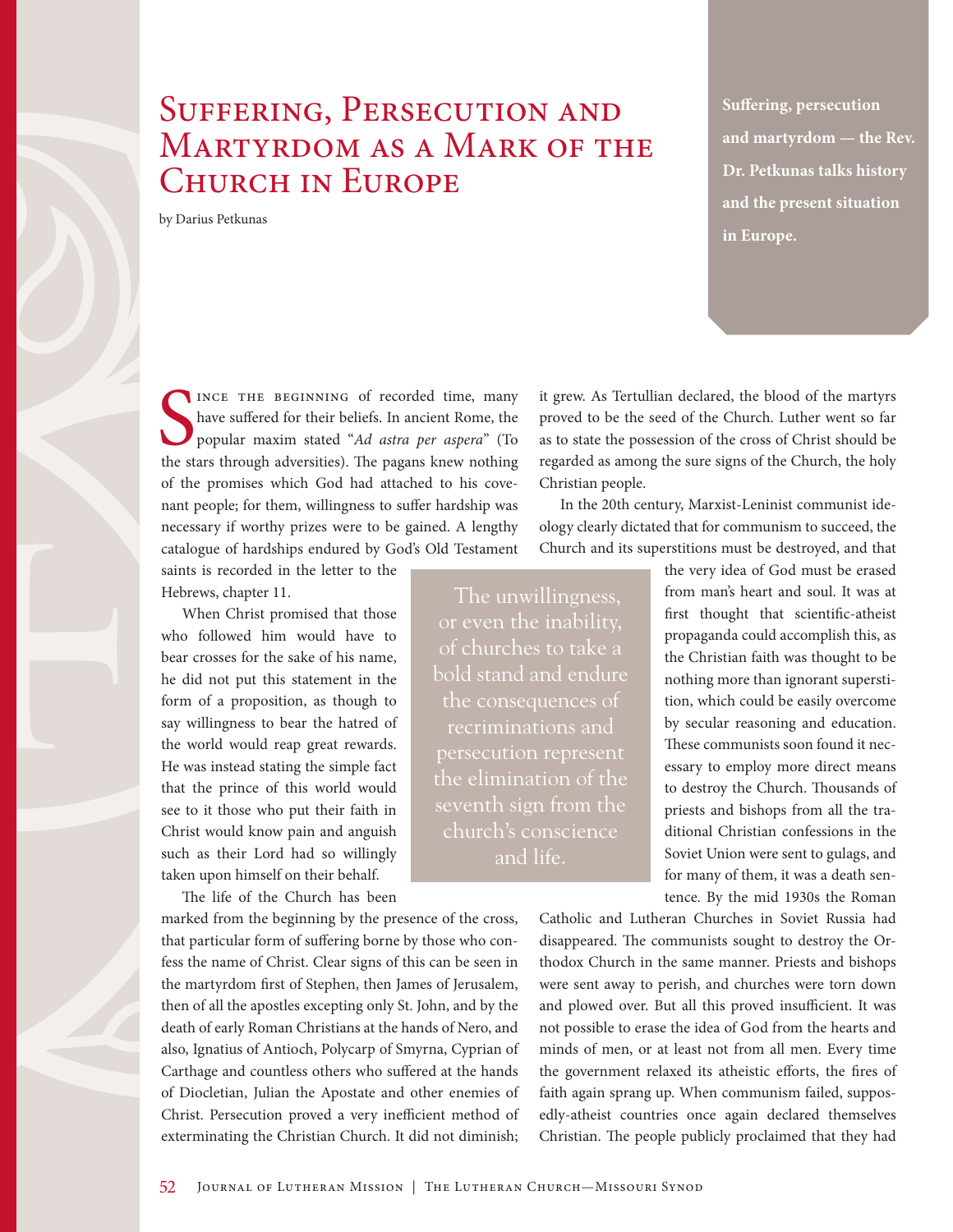# Suffering, Persecution and Martyrdom as a Mark of the Church in Europe

by Darius Petkunas

**Suffering, persecution and martyrdom — the Rev. Dr. Petkunas talks history and the present situation in Europe.**

Since the beginning of recorded time, many have suffered for their beliefs. In ancient Rome, the popular maxim stated "*Ad astra per aspera*" (To the stars through adversities). The pagans knew nothing of the promises which God had attached to his covenant people; for them, willingness to suffer hardship was necessary if worthy prizes were to be gained. A lengthy catalogue of hardships endured by God's Old Testament saints is recorded in the letter to the Hebrews, chapter 11.

When Christ promised that those who followed him would have to bear crosses for the sake of his name, he did not put this statement in the form of a proposition, as though to say willingness to bear the hatred of the world would reap great rewards. He was instead stating the simple fact that the prince of this world would see to it those who put their faith in Christ would know pain and anguish such as their Lord had so willingly taken upon himself on their behalf.

The life of the Church has been marked from the beginning by the presence of the cross, that particular form of suffering borne by those who confess the name of Christ. Clear signs of this can be seen in the martyrdom first of Stephen, then James of Jerusalem, then of all the apostles excepting only St. John, and by the death of early Roman Christians at the hands of Nero, and also, Ignatius of Antioch, Polycarp of Smyrna, Cyprian of Carthage and countless others who suffered at the hands of Diocletian, Julian the Apostate and other enemies of Christ. Persecution proved a very inefficient method of exterminating the Christian Church. It did not diminish; it grew. As Tertullian declared, the blood of the martyrs proved to be the seed of the Church. Luther went so far as to state the possession of the cross of Christ should be regarded as among the sure signs of the Church, the holy Christian people.

> The unwillingness, or even the inability, of churches to take a bold stand and endure the consequences of recriminations and persecution represent the elimination of the seventh sign from the church's conscience and life.

In the 20th century, Marxist-Leninist communist ideology clearly dictated that for communism to succeed, the Church and its superstitions must be destroyed, and that the very idea of God must be erased from man's heart and soul. It was at first thought that scientific-atheist propaganda could accomplish this, as the Christian faith was thought to be nothing more than ignorant superstition, which could be easily overcome by secular reasoning and education. These communists soon found it necessary to employ more direct means to destroy the Church. Thousands of priests and bishops from all the traditional Christian confessions in the Soviet Union were sent to gulags, and for many of them, it was a death sentence. By the mid 1930s the Roman Catholic and Lutheran Churches in Soviet Russia had disappeared. The communists sought to destroy the Orthodox Church in the same manner. Priests and bishops were sent away to perish, and churches were torn down and plowed over. But all this proved insufficient. It was not possible to erase the idea of God from the hearts and minds of men, or at least not from all men. Every time the government relaxed its atheistic efforts, the fires of faith again sprang up. When communism failed, supposedly-atheist countries once again declared themselves Christian. The people publicly proclaimed that they had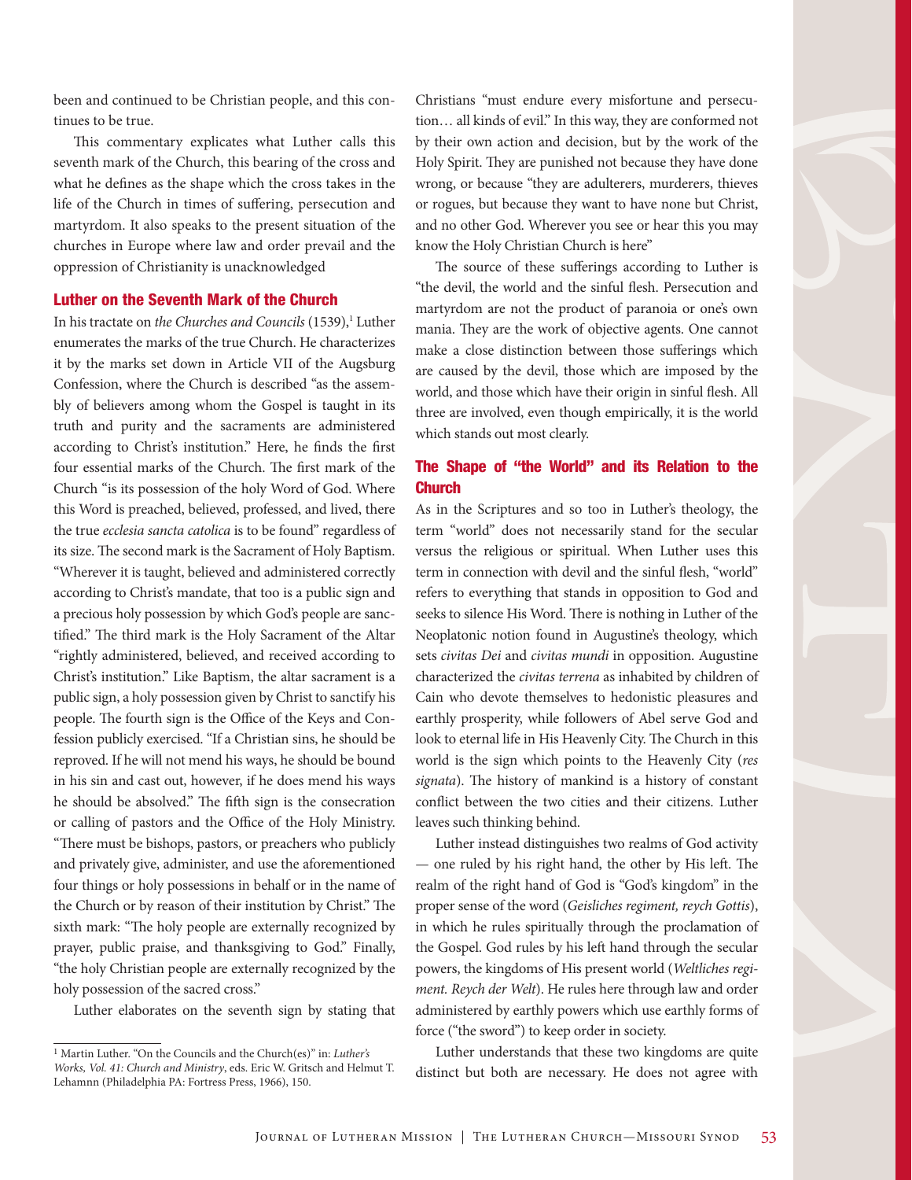been and continued to be Christian people, and this continues to be true.

This commentary explicates what Luther calls this seventh mark of the Church, this bearing of the cross and what he defines as the shape which the cross takes in the life of the Church in times of suffering, persecution and martyrdom. It also speaks to the present situation of the churches in Europe where law and order prevail and the oppression of Christianity is unacknowledged

## Luther on the Seventh Mark of the Church

In his tractate on *the Churches and Councils* (1539),[1] Luther enumerates the marks of the true Church. He characterizes it by the marks set down in Article VII of the Augsburg Confession, where the Church is described "as the assembly of believers among whom the Gospel is taught in its truth and purity and the sacraments are administered according to Christ's institution." Here, he finds the first four essential marks of the Church. The first mark of the Church "is its possession of the holy Word of God. Where this Word is preached, believed, professed, and lived, there the true *ecclesia sancta catolica* is to be found" regardless of its size. The second mark is the Sacrament of Holy Baptism. "Wherever it is taught, believed and administered correctly according to Christ's mandate, that too is a public sign and a precious holy possession by which God's people are sanctified." The third mark is the Holy Sacrament of the Altar "rightly administered, believed, and received according to Christ's institution." Like Baptism, the altar sacrament is a public sign, a holy possession given by Christ to sanctify his people. The fourth sign is the Office of the Keys and Confession publicly exercised. "If a Christian sins, he should be reproved. If he will not mend his ways, he should be bound in his sin and cast out, however, if he does mend his ways he should be absolved." The fifth sign is the consecration or calling of pastors and the Office of the Holy Ministry. "There must be bishops, pastors, or preachers who publicly and privately give, administer, and use the aforementioned four things or holy possessions in behalf or in the name of the Church or by reason of their institution by Christ." The sixth mark: "The holy people are externally recognized by prayer, public praise, and thanksgiving to God." Finally, "the holy Christian people are externally recognized by the holy possession of the sacred cross."

Luther elaborates on the seventh sign by stating that Christians "must endure every misfortune and persecution… all kinds of evil." In this way, they are conformed not by their own action and decision, but by the work of the Holy Spirit. They are punished not because they have done wrong, or because "they are adulterers, murderers, thieves or rogues, but because they want to have none but Christ, and no other God. Wherever you see or hear this you may know the Holy Christian Church is here"

The source of these sufferings according to Luther is "the devil, the world and the sinful flesh. Persecution and martyrdom are not the product of paranoia or one's own mania. They are the work of objective agents. One cannot make a close distinction between those sufferings which are caused by the devil, those which are imposed by the world, and those which have their origin in sinful flesh. All three are involved, even though empirically, it is the world which stands out most clearly.

## The Shape of "the World" and its Relation to the Church

As in the Scriptures and so too in Luther's theology, the term "world" does not necessarily stand for the secular versus the religious or spiritual. When Luther uses this term in connection with devil and the sinful flesh, "world" refers to everything that stands in opposition to God and seeks to silence His Word. There is nothing in Luther of the Neoplatonic notion found in Augustine's theology, which sets *civitas Dei* and *civitas mundi* in opposition. Augustine characterized the *civitas terrena* as inhabited by children of Cain who devote themselves to hedonistic pleasures and earthly prosperity, while followers of Abel serve God and look to eternal life in His Heavenly City. The Church in this world is the sign which points to the Heavenly City (*res signata*). The history of mankind is a history of constant conflict between the two cities and their citizens. Luther leaves such thinking behind.

Luther instead distinguishes two realms of God activity — one ruled by his right hand, the other by His left. The realm of the right hand of God is "God's kingdom" in the proper sense of the word (*Geisliches regiment, reych Gottis*), in which he rules spiritually through the proclamation of the Gospel. God rules by his left hand through the secular powers, the kingdoms of His present world (*Weltliches regiment. Reych der Welt*). He rules here through law and order administered by earthly powers which use earthly forms of force ("the sword") to keep order in society.

Luther understands that these two kingdoms are quite distinct but both are necessary. He does not agree with

[1] Martin Luther. "On the Councils and the Church(es)" in: *Luther's Works, Vol. 41: Church and Ministry*, eds. Eric W. Gritsch and Helmut T. Lehamnn (Philadelphia PA: Fortress Press, 1966), 150.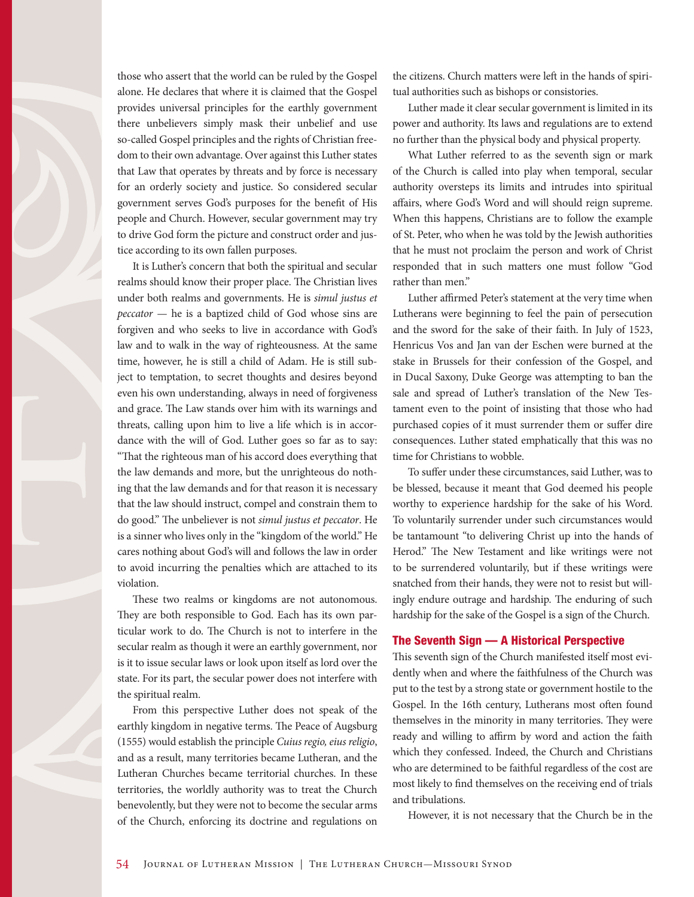those who assert that the world can be ruled by the Gospel alone. He declares that where it is claimed that the Gospel provides universal principles for the earthly government there unbelievers simply mask their unbelief and use so-called Gospel principles and the rights of Christian freedom to their own advantage. Over against this Luther states that Law that operates by threats and by force is necessary for an orderly society and justice. So considered secular government serves God's purposes for the benefit of His people and Church. However, secular government may try to drive God form the picture and construct order and justice according to its own fallen purposes.

It is Luther's concern that both the spiritual and secular realms should know their proper place. The Christian lives under both realms and governments. He is *simul justus et peccator* — he is a baptized child of God whose sins are forgiven and who seeks to live in accordance with God's law and to walk in the way of righteousness. At the same time, however, he is still a child of Adam. He is still subject to temptation, to secret thoughts and desires beyond even his own understanding, always in need of forgiveness and grace. The Law stands over him with its warnings and threats, calling upon him to live a life which is in accordance with the will of God. Luther goes so far as to say: "That the righteous man of his accord does everything that the law demands and more, but the unrighteous do nothing that the law demands and for that reason it is necessary that the law should instruct, compel and constrain them to do good." The unbeliever is not *simul justus et peccator*. He is a sinner who lives only in the "kingdom of the world." He cares nothing about God's will and follows the law in order to avoid incurring the penalties which are attached to its violation.

These two realms or kingdoms are not autonomous. They are both responsible to God. Each has its own particular work to do. The Church is not to interfere in the secular realm as though it were an earthly government, nor is it to issue secular laws or look upon itself as lord over the state. For its part, the secular power does not interfere with the spiritual realm.

From this perspective Luther does not speak of the earthly kingdom in negative terms. The Peace of Augsburg (1555) would establish the principle *Cuius regio, eius religio*, and as a result, many territories became Lutheran, and the Lutheran Churches became territorial churches. In these territories, the worldly authority was to treat the Church benevolently, but they were not to become the secular arms of the Church, enforcing its doctrine and regulations on the citizens. Church matters were left in the hands of spiritual authorities such as bishops or consistories.

Luther made it clear secular government is limited in its power and authority. Its laws and regulations are to extend no further than the physical body and physical property.

What Luther referred to as the seventh sign or mark of the Church is called into play when temporal, secular authority oversteps its limits and intrudes into spiritual affairs, where God's Word and will should reign supreme. When this happens, Christians are to follow the example of St. Peter, who when he was told by the Jewish authorities that he must not proclaim the person and work of Christ responded that in such matters one must follow "God rather than men."

Luther affirmed Peter's statement at the very time when Lutherans were beginning to feel the pain of persecution and the sword for the sake of their faith. In July of 1523, Henricus Vos and Jan van der Eschen were burned at the stake in Brussels for their confession of the Gospel, and in Ducal Saxony, Duke George was attempting to ban the sale and spread of Luther's translation of the New Testament even to the point of insisting that those who had purchased copies of it must surrender them or suffer dire consequences. Luther stated emphatically that this was no time for Christians to wobble.

To suffer under these circumstances, said Luther, was to be blessed, because it meant that God deemed his people worthy to experience hardship for the sake of his Word. To voluntarily surrender under such circumstances would be tantamount "to delivering Christ up into the hands of Herod." The New Testament and like writings were not to be surrendered voluntarily, but if these writings were snatched from their hands, they were not to resist but willingly endure outrage and hardship. The enduring of such hardship for the sake of the Gospel is a sign of the Church.

## The Seventh Sign — A Historical Perspective

This seventh sign of the Church manifested itself most evidently when and where the faithfulness of the Church was put to the test by a strong state or government hostile to the Gospel. In the 16th century, Lutherans most often found themselves in the minority in many territories. They were ready and willing to affirm by word and action the faith which they confessed. Indeed, the Church and Christians who are determined to be faithful regardless of the cost are most likely to find themselves on the receiving end of trials and tribulations.

However, it is not necessary that the Church be in the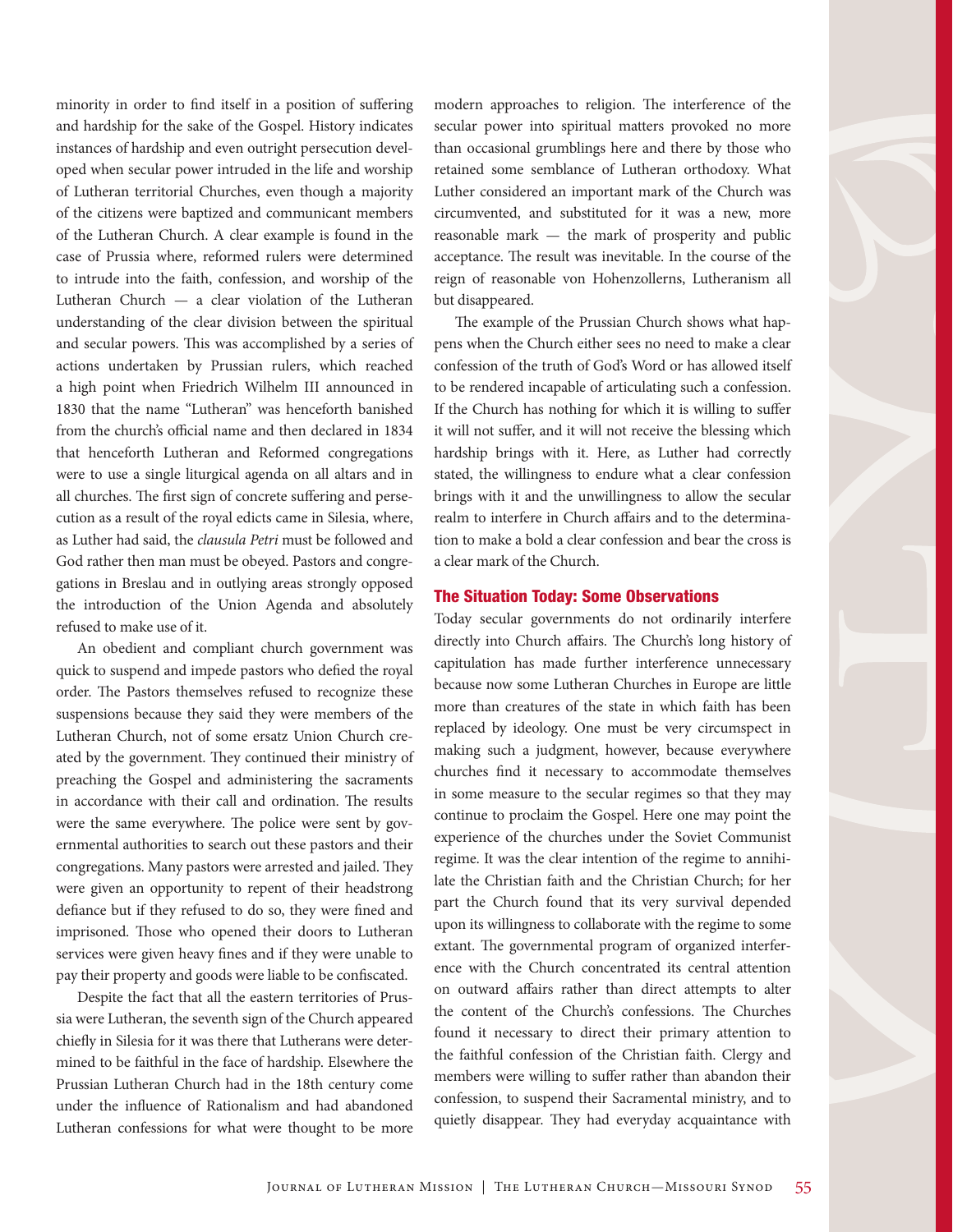minority in order to find itself in a position of suffering and hardship for the sake of the Gospel. History indicates instances of hardship and even outright persecution developed when secular power intruded in the life and worship of Lutheran territorial Churches, even though a majority of the citizens were baptized and communicant members of the Lutheran Church. A clear example is found in the case of Prussia where, reformed rulers were determined to intrude into the faith, confession, and worship of the Lutheran Church — a clear violation of the Lutheran understanding of the clear division between the spiritual and secular powers. This was accomplished by a series of actions undertaken by Prussian rulers, which reached a high point when Friedrich Wilhelm III announced in 1830 that the name "Lutheran" was henceforth banished from the church's official name and then declared in 1834 that henceforth Lutheran and Reformed congregations were to use a single liturgical agenda on all altars and in all churches. The first sign of concrete suffering and persecution as a result of the royal edicts came in Silesia, where, as Luther had said, the *clausula Petri* must be followed and God rather then man must be obeyed. Pastors and congregations in Breslau and in outlying areas strongly opposed the introduction of the Union Agenda and absolutely refused to make use of it.

An obedient and compliant church government was quick to suspend and impede pastors who defied the royal order. The Pastors themselves refused to recognize these suspensions because they said they were members of the Lutheran Church, not of some ersatz Union Church created by the government. They continued their ministry of preaching the Gospel and administering the sacraments in accordance with their call and ordination. The results were the same everywhere. The police were sent by governmental authorities to search out these pastors and their congregations. Many pastors were arrested and jailed. They were given an opportunity to repent of their headstrong defiance but if they refused to do so, they were fined and imprisoned. Those who opened their doors to Lutheran services were given heavy fines and if they were unable to pay their property and goods were liable to be confiscated.

Despite the fact that all the eastern territories of Prussia were Lutheran, the seventh sign of the Church appeared chiefly in Silesia for it was there that Lutherans were determined to be faithful in the face of hardship. Elsewhere the Prussian Lutheran Church had in the 18th century come under the influence of Rationalism and had abandoned Lutheran confessions for what were thought to be more modern approaches to religion. The interference of the secular power into spiritual matters provoked no more than occasional grumblings here and there by those who retained some semblance of Lutheran orthodoxy. What Luther considered an important mark of the Church was circumvented, and substituted for it was a new, more reasonable mark — the mark of prosperity and public acceptance. The result was inevitable. In the course of the reign of reasonable von Hohenzollerns, Lutheranism all but disappeared.

The example of the Prussian Church shows what happens when the Church either sees no need to make a clear confession of the truth of God's Word or has allowed itself to be rendered incapable of articulating such a confession. If the Church has nothing for which it is willing to suffer it will not suffer, and it will not receive the blessing which hardship brings with it. Here, as Luther had correctly stated, the willingness to endure what a clear confession brings with it and the unwillingness to allow the secular realm to interfere in Church affairs and to the determination to make a bold a clear confession and bear the cross is a clear mark of the Church.

## The Situation Today: Some Observations

Today secular governments do not ordinarily interfere directly into Church affairs. The Church's long history of capitulation has made further interference unnecessary because now some Lutheran Churches in Europe are little more than creatures of the state in which faith has been replaced by ideology. One must be very circumspect in making such a judgment, however, because everywhere churches find it necessary to accommodate themselves in some measure to the secular regimes so that they may continue to proclaim the Gospel. Here one may point the experience of the churches under the Soviet Communist regime. It was the clear intention of the regime to annihilate the Christian faith and the Christian Church; for her part the Church found that its very survival depended upon its willingness to collaborate with the regime to some extant. The governmental program of organized interference with the Church concentrated its central attention on outward affairs rather than direct attempts to alter the content of the Church's confessions. The Churches found it necessary to direct their primary attention to the faithful confession of the Christian faith. Clergy and members were willing to suffer rather than abandon their confession, to suspend their Sacramental ministry, and to quietly disappear. They had everyday acquaintance with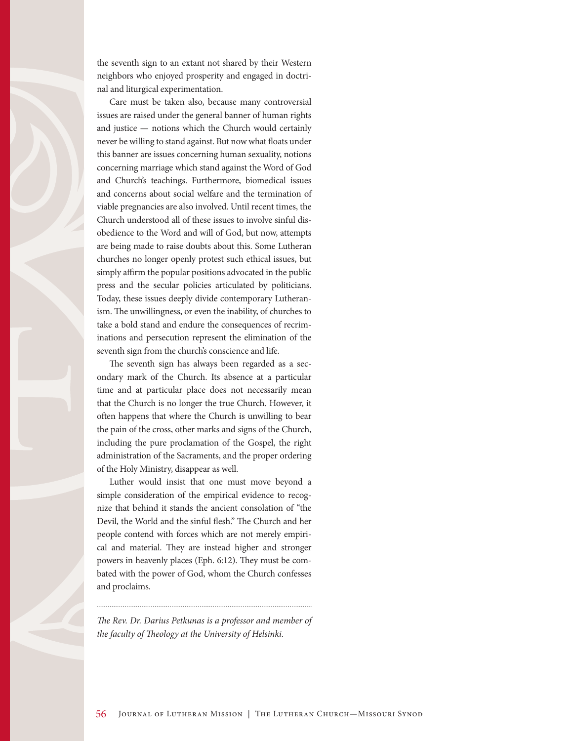the seventh sign to an extant not shared by their Western neighbors who enjoyed prosperity and engaged in doctrinal and liturgical experimentation.

Care must be taken also, because many controversial issues are raised under the general banner of human rights and justice — notions which the Church would certainly never be willing to stand against. But now what floats under this banner are issues concerning human sexuality, notions concerning marriage which stand against the Word of God and Church's teachings. Furthermore, biomedical issues and concerns about social welfare and the termination of viable pregnancies are also involved. Until recent times, the Church understood all of these issues to involve sinful disobedience to the Word and will of God, but now, attempts are being made to raise doubts about this. Some Lutheran churches no longer openly protest such ethical issues, but simply affirm the popular positions advocated in the public press and the secular policies articulated by politicians. Today, these issues deeply divide contemporary Lutheranism. The unwillingness, or even the inability, of churches to take a bold stand and endure the consequences of recriminations and persecution represent the elimination of the seventh sign from the church's conscience and life.

The seventh sign has always been regarded as a secondary mark of the Church. Its absence at a particular time and at particular place does not necessarily mean that the Church is no longer the true Church. However, it often happens that where the Church is unwilling to bear the pain of the cross, other marks and signs of the Church, including the pure proclamation of the Gospel, the right administration of the Sacraments, and the proper ordering of the Holy Ministry, disappear as well.

Luther would insist that one must move beyond a simple consideration of the empirical evidence to recognize that behind it stands the ancient consolation of "the Devil, the World and the sinful flesh." The Church and her people contend with forces which are not merely empirical and material. They are instead higher and stronger powers in heavenly places (Eph. 6:12). They must be combated with the power of God, whom the Church confesses and proclaims.

---

*The Rev. Dr. Darius Petkunas is a professor and member of the faculty of Theology at the University of Helsinki.*